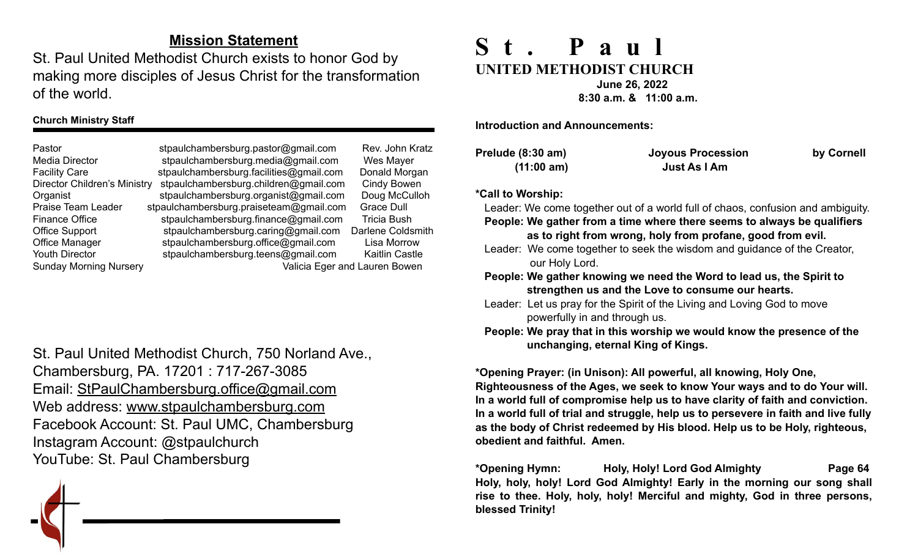## Mission Statement

St. Paul United Methodist Church exists to honor God by making more disciples of Jesus Christ for the transformation of the world.

**Church Ministry Staff**

| | | |
|---|---|---|
| Pastor | stpaulchambersburg.pastor@gmail.com | Rev. John Kratz |
| Media Director | stpaulchambersburg.media@gmail.com | Wes Mayer |
| Facility Care | stpaulchambersburg.facilities@gmail.com | Donald Morgan |
| Director Children's Ministry | stpaulchambersburg.children@gmail.com | Cindy Bowen |
| Organist | stpaulchambersburg.organist@gmail.com | Doug McCulloh |
| Praise Team Leader | stpaulchambersburg.praiseteam@gmail.com | Grace Dull |
| Finance Office | stpaulchambersburg.finance@gmail.com | Tricia Bush |
| Office Support | stpaulchambersburg.caring@gmail.com | Darlene Coldsmith |
| Office Manager | stpaulchambersburg.office@gmail.com | Lisa Morrow |
| Youth Director | stpaulchambersburg.teens@gmail.com | Kaitlin Castle |
| Sunday Morning Nursery | | Valicia Eger and Lauren Bowen |

St. Paul United Methodist Church, 750 Norland Ave., Chambersburg, PA. 17201 : 717-267-3085
Email: StPaulChambersburg.office@gmail.com
Web address: www.stpaulchambersburg.com
Facebook Account: St. Paul UMC, Chambersburg
Instagram Account: @stpaulchurch
YouTube: St. Paul Chambersburg

# St. Paul
## UNITED METHODIST CHURCH

**June 26, 2022**
**8:30 a.m. & 11:00 a.m.**

**Introduction and Announcements:**

**Prelude (8:30 am)** **Joyous Procession** **by Cornell**
**(11:00 am)** **Just As I Am**

**\*Call to Worship:**

Leader: We come together out of a world full of chaos, confusion and ambiguity.
**People: We gather from a time where there seems to always be qualifiers as to right from wrong, holy from profane, good from evil.**
Leader: We come together to seek the wisdom and guidance of the Creator, our Holy Lord.
**People: We gather knowing we need the Word to lead us, the Spirit to strengthen us and the Love to consume our hearts.**
Leader: Let us pray for the Spirit of the Living and Loving God to move powerfully in and through us.
**People: We pray that in this worship we would know the presence of the unchanging, eternal King of Kings.**

**\*Opening Prayer: (in Unison): All powerful, all knowing, Holy One, Righteousness of the Ages, we seek to know Your ways and to do Your will. In a world full of compromise help us to have clarity of faith and conviction. In a world full of trial and struggle, help us to persevere in faith and live fully as the body of Christ redeemed by His blood. Help us to be Holy, righteous, obedient and faithful. Amen.**

**\*Opening Hymn:** **Holy, Holy! Lord God Almighty** **Page 64**
**Holy, holy, holy! Lord God Almighty! Early in the morning our song shall rise to thee. Holy, holy, holy! Merciful and mighty, God in three persons, blessed Trinity!**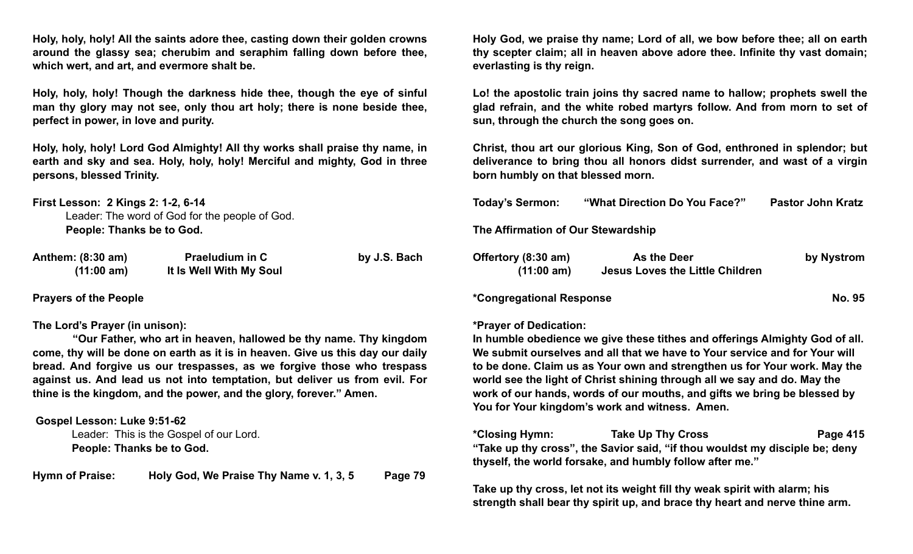**Holy, holy, holy! All the saints adore thee, casting down their golden crowns around the glassy sea; cherubim and seraphim falling down before thee, which wert, and art, and evermore shalt be.**

**Holy, holy, holy! Though the darkness hide thee, though the eye of sinful man thy glory may not see, only thou art holy; there is none beside thee, perfect in power, in love and purity.**

**Holy, holy, holy! Lord God Almighty! All thy works shall praise thy name, in earth and sky and sea. Holy, holy, holy! Merciful and mighty, God in three persons, blessed Trinity.**

**First Lesson: 2 Kings 2: 1-2, 6-14**

Leader: The word of God for the people of God.

**People: Thanks be to God.**

**Anthem: (8:30 am)** **Praeludium in C** **by J.S. Bach**

**(11:00 am)** **It Is Well With My Soul**

**Prayers of the People**

**The Lord's Prayer (in unison):**

**"Our Father, who art in heaven, hallowed be thy name. Thy kingdom come, thy will be done on earth as it is in heaven. Give us this day our daily bread. And forgive us our trespasses, as we forgive those who trespass against us. And lead us not into temptation, but deliver us from evil. For thine is the kingdom, and the power, and the glory, forever." Amen.**

**Gospel Lesson: Luke 9:51-62**

Leader: This is the Gospel of our Lord.

**People: Thanks be to God.**

**Hymn of Praise:** **Holy God, We Praise Thy Name v. 1, 3, 5** **Page 79**

**Holy God, we praise thy name; Lord of all, we bow before thee; all on earth thy scepter claim; all in heaven above adore thee. Infinite thy vast domain; everlasting is thy reign.**

**Lo! the apostolic train joins thy sacred name to hallow; prophets swell the glad refrain, and the white robed martyrs follow. And from morn to set of sun, through the church the song goes on.**

**Christ, thou art our glorious King, Son of God, enthroned in splendor; but deliverance to bring thou all honors didst surrender, and wast of a virgin born humbly on that blessed morn.**

**Today's Sermon:** **"What Direction Do You Face?"** **Pastor John Kratz**

**The Affirmation of Our Stewardship**

**Offertory (8:30 am)** **As the Deer** **by Nystrom**

**(11:00 am)** **Jesus Loves the Little Children**

**\*Congregational Response** **No. 95**

**\*Prayer of Dedication:**

**In humble obedience we give these tithes and offerings Almighty God of all. We submit ourselves and all that we have to Your service and for Your will to be done. Claim us as Your own and strengthen us for Your work. May the world see the light of Christ shining through all we say and do. May the work of our hands, words of our mouths, and gifts we bring be blessed by You for Your kingdom's work and witness. Amen.**

**\*Closing Hymn:** **Take Up Thy Cross** **Page 415**

**"Take up thy cross", the Savior said, "if thou wouldst my disciple be; deny thyself, the world forsake, and humbly follow after me."**

**Take up thy cross, let not its weight fill thy weak spirit with alarm; his strength shall bear thy spirit up, and brace thy heart and nerve thine arm.**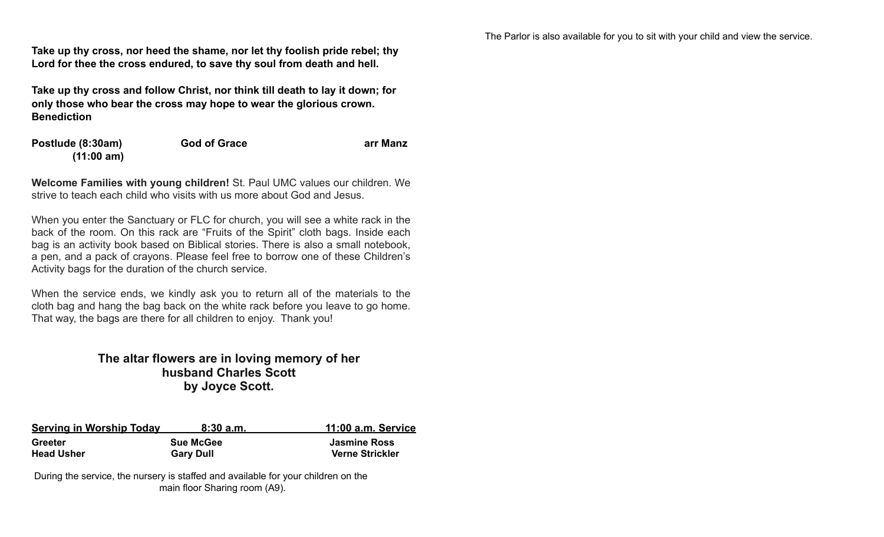**Take up thy cross, nor heed the shame, nor let thy foolish pride rebel; thy Lord for thee the cross endured, to save thy soul from death and hell.**

**Take up thy cross and follow Christ, nor think till death to lay it down; for only those who bear the cross may hope to wear the glorious crown.**
**Benediction**

**Postlude (8:30am)   God of Grace   arr Manz**
**(11:00 am)**

**Welcome Families with young children!** St. Paul UMC values our children. We strive to teach each child who visits with us more about God and Jesus.

When you enter the Sanctuary or FLC for church, you will see a white rack in the back of the room. On this rack are "Fruits of the Spirit" cloth bags. Inside each bag is an activity book based on Biblical stories. There is also a small notebook, a pen, and a pack of crayons. Please feel free to borrow one of these Children's Activity bags for the duration of the church service.

When the service ends, we kindly ask you to return all of the materials to the cloth bag and hang the bag back on the white rack before you leave to go home. That way, the bags are there for all children to enjoy. Thank you!

**The altar flowers are in loving memory of her husband Charles Scott by Joyce Scott.**

| Serving in Worship Today | 8:30 a.m. | 11:00 a.m. Service |
|---|---|---|
| Greeter | Sue McGee | Jasmine Ross |
| Head Usher | Gary Dull | Verne Strickler |

During the service, the nursery is staffed and available for your children on the main floor Sharing room (A9).

The Parlor is also available for you to sit with your child and view the service.